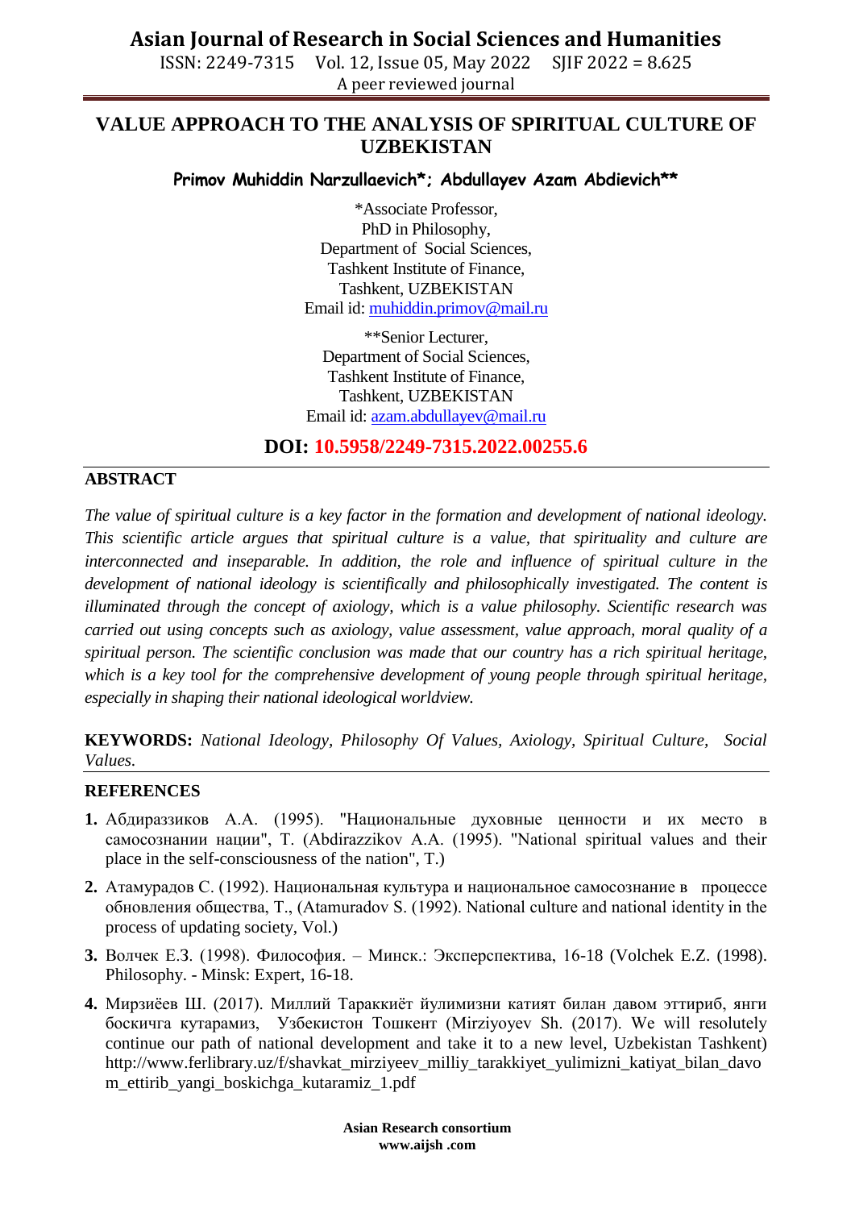# VALUE APPROACH TO THE ANALYSIS OF SPIRITUAL CULTURE OF UZBEKISTAN

**Primov Muhiddin Narzullaevich\*; Abdullayev Azam Abdievich\*\***

\*Associate Professor,
PhD in Philosophy,
Department of Social Sciences,
Tashkent Institute of Finance,
Tashkent, UZBEKISTAN
Email id: muhiddin.primov@mail.ru

\*\*Senior Lecturer,
Department of Social Sciences,
Tashkent Institute of Finance,
Tashkent, UZBEKISTAN
Email id: azam.abdullayev@mail.ru

**DOI: 10.5958/2249-7315.2022.00255.6**

## ABSTRACT

*The value of spiritual culture is a key factor in the formation and development of national ideology. This scientific article argues that spiritual culture is a value, that spirituality and culture are interconnected and inseparable. In addition, the role and influence of spiritual culture in the development of national ideology is scientifically and philosophically investigated. The content is illuminated through the concept of axiology, which is a value philosophy. Scientific research was carried out using concepts such as axiology, value assessment, value approach, moral quality of a spiritual person. The scientific conclusion was made that our country has a rich spiritual heritage, which is a key tool for the comprehensive development of young people through spiritual heritage, especially in shaping their national ideological worldview.*

**KEYWORDS:** *National Ideology, Philosophy Of Values, Axiology, Spiritual Culture, Social Values.*

## REFERENCES

1. Абдиразликов А.А. (1995). "Национальные духовные ценности и их место в самосознании нации", Т. (Abdirazzikov A.A. (1995). "National spiritual values and their place in the self-consciousness of the nation", T.)
2. Атамурадов С. (1992). Национальная культура и национальное самосознание в процессе обновления общества, Т., (Atamuradov S. (1992). National culture and national identity in the process of updating society, Vol.)
3. Волчек Е.З. (1998). Философия. – Минск.: Эксперспектива, 16-18 (Volchek E.Z. (1998). Philosophy. - Minsk: Expert, 16-18.
4. Мирзиёев Ш. (2017). Миллий Тараккиёт йулимизни катият билан давом эттириб, янги боскичга кутарамиз, Узбекистон Тошкент (Mirziyoyev Sh. (2017). We will resolutely continue our path of national development and take it to a new level, Uzbekistan Tashkent) http://www.ferlibrary.uz/f/shavkat_mirziyeev_milliy_tarakkiyet_yulimizni_katiyat_bilan_davom_ettirib_yangi_boskichga_kutaramiz_1.pdf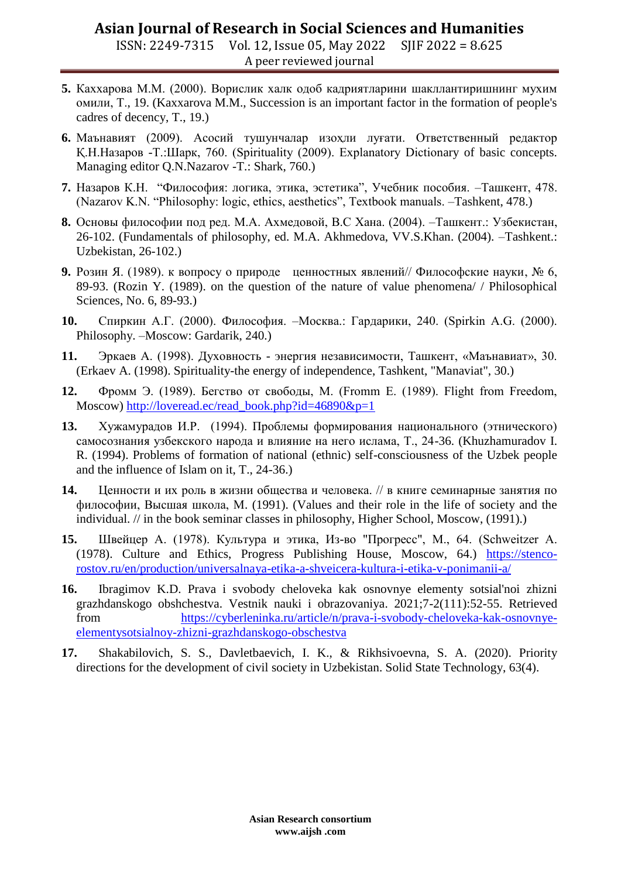5. Каххарова М.М. (2000). Ворислик халк одоб кадриятларини шакллантиришнинг мухим омили, Т., 19. (Kaxxarova M.M., Succession is an important factor in the formation of people's cadres of decency, T., 19.)
6. Маънавият (2009). Асосий тушунчалар изоҳли луғати. Ответственный редактор Қ.Н.Назаров -Т.:Шарк, 760. (Spirituality (2009). Explanatory Dictionary of basic concepts. Managing editor Q.N.Nazarov -T.: Shark, 760.)
7. Назаров К.Н. "Философия: логика, этика, эстетика", Учебник пособия. –Ташкент, 478. (Nazarov K.N. "Philosophy: logic, ethics, aesthetics", Textbook manuals. –Tashkent, 478.)
8. Основы философии под ред. М.А. Ахмедовой, В.С Хана. (2004). –Ташкент.: Узбекистан, 26-102. (Fundamentals of philosophy, ed. M.A. Akhmedova, VV.S.Khan. (2004). –Tashkent.: Uzbekistan, 26-102.)
9. Розин Я. (1989). к вопросу о природе ценностных явлений// Философские науки, № 6, 89-93. (Rozin Y. (1989). on the question of the nature of value phenomena/ / Philosophical Sciences, No. 6, 89-93.)
10. Спиркин А.Г. (2000). Философия. –Москва.: Гардарики, 240. (Spirkin A.G. (2000). Philosophy. –Moscow: Gardarik, 240.)
11. Эркаев А. (1998). Духовность - энергия независимости, Ташкент, «Маънавиат», 30. (Erkaev A. (1998). Spirituality-the energy of independence, Tashkent, "Manaviat", 30.)
12. Фромм Э. (1989). Бегство от свободы, М. (Fromm E. (1989). Flight from Freedom, Moscow) http://loveread.ec/read_book.php?id=46890&p=1
13. Хужамурадов И.Р. (1994). Проблемы формирования национального (этнического) самосознания узбекского народа и влияние на него ислама, Т., 24-36. (Khuzhamuradov I. R. (1994). Problems of formation of national (ethnic) self-consciousness of the Uzbek people and the influence of Islam on it, T., 24-36.)
14. Ценности и их роль в жизни общества и человека. // в книге семинарные занятия по философии, Высшая школа, М. (1991). (Values and their role in the life of society and the individual. // in the book seminar classes in philosophy, Higher School, Moscow, (1991).)
15. Швейцер А. (1978). Культура и этика, Из-во "Прогресс", М., 64. (Schweitzer A. (1978). Culture and Ethics, Progress Publishing House, Moscow, 64.) https://stenco-rostov.ru/en/production/universalnaya-etika-a-shveicera-kultura-i-etika-v-ponimanii-a/
16. Ibragimov K.D. Prava i svobody cheloveka kak osnovnye elementy sotsial'noi zhizni grazhdanskogo obshchestva. Vestnik nauki i obrazovaniya. 2021;7-2(111):52-55. Retrieved from https://cyberleninka.ru/article/n/prava-i-svobody-cheloveka-kak-osnovnye-elementysotsialnoy-zhizni-grazhdanskogo-obschestva
17. Shakabilovich, S. S., Davletbaevich, I. K., & Rikhsivoevna, S. A. (2020). Priority directions for the development of civil society in Uzbekistan. Solid State Technology, 63(4).